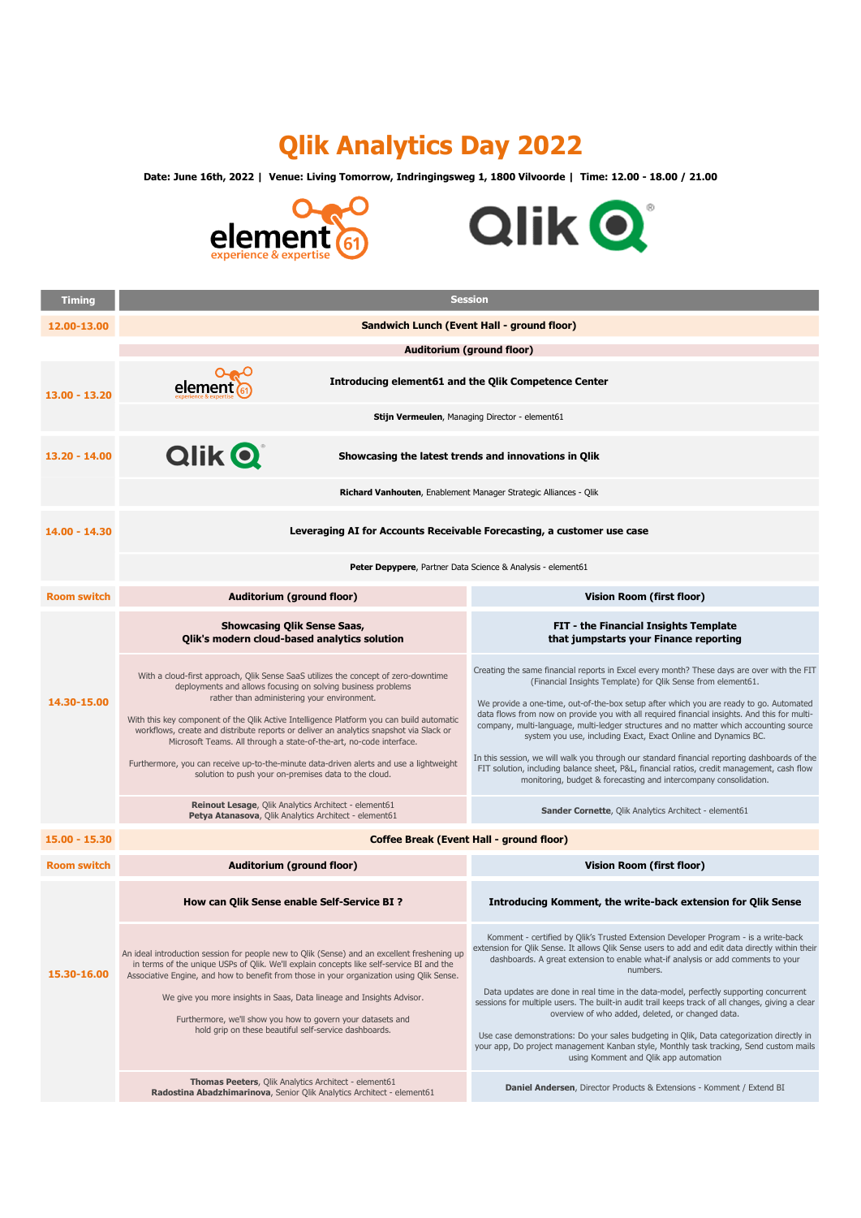# Qlik Analytics Day 2022

**Date: June 16th, 2022 | Venue: Living Tomorrow, Indringingsweg 1, 1800 Vilvoorde | Time: 12.00 - 18.00 / 21.00**

| Timing | Session | |
|---|---|---|
| 12.00-13.00 | **Sandwich Lunch (Event Hall - ground floor)** | |
| | **Auditorium (ground floor)** | |
| 13.00 - 13.20 | **Introducing element61 and the Qlik Competence Center** | |
| | **Stijn Vermeulen**, Managing Director - element61 | |
| 13.20 - 14.00 | **Showcasing the latest trends and innovations in Qlik** | |
| | **Richard Vanhouten**, Enablement Manager Strategic Alliances - Qlik | |
| 14.00 - 14.30 | **Leveraging AI for Accounts Receivable Forecasting, a customer use case** | |
| | **Peter Depypere**, Partner Data Science & Analysis - element61 | |
| Room switch | **Auditorium (ground floor)** | **Vision Room (first floor)** |
| 14.30-15.00 | **Showcasing Qlik Sense Saas, Qlik's modern cloud-based analytics solution** | **FIT - the Financial Insights Template that jumpstarts your Finance reporting** |
| | With a cloud-first approach, Qlik Sense SaaS utilizes the concept of zero-downtime deployments and allows focusing on solving business problems rather than administering your environment.<br><br>With this key component of the Qlik Active Intelligence Platform you can build automatic workflows, create and distribute reports or deliver an analytics snapshot via Slack or Microsoft Teams. All through a state-of-the-art, no-code interface.<br><br>Furthermore, you can receive up-to-the-minute data-driven alerts and use a lightweight solution to push your on-premises data to the cloud. | Creating the same financial reports in Excel every month? These days are over with the FIT (Financial Insights Template) for Qlik Sense from element61.<br><br>We provide a one-time, out-of-the-box setup after which you are ready to go. Automated data flows from now on provide you with all required financial insights. And this for multi-company, multi-language, multi-ledger structures and no matter which accounting source system you use, including Exact, Exact Online and Dynamics BC.<br><br>In this session, we will walk you through our standard financial reporting dashboards of the FIT solution, including balance sheet, P&L, financial ratios, credit management, cash flow monitoring, budget & forecasting and intercompany consolidation. |
| | **Reinout Lesage**, Qlik Analytics Architect - element61<br>**Petya Atanasova**, Qlik Analytics Architect - element61 | **Sander Cornette**, Qlik Analytics Architect - element61 |
| 15.00 - 15.30 | **Coffee Break (Event Hall - ground floor)** | |
| Room switch | **Auditorium (ground floor)** | **Vision Room (first floor)** |
| 15.30-16.00 | **How can Qlik Sense enable Self-Service BI ?** | **Introducing Komment, the write-back extension for Qlik Sense** |
| | An ideal introduction session for people new to Qlik (Sense) and an excellent freshening up in terms of the unique USPs of Qlik. We'll explain concepts like self-service BI and the Associative Engine, and how to benefit from those in your organization using Qlik Sense.<br><br>We give you more insights in Saas, Data lineage and Insights Advisor.<br><br>Furthermore, we'll show you how to govern your datasets and hold grip on these beautiful self-service dashboards. | Komment - certified by Qlik's Trusted Extension Developer Program - is a write-back extension for Qlik Sense. It allows Qlik Sense users to add and edit data directly within their dashboards. A great extension to enable what-if analysis or add comments to your numbers.<br><br>Data updates are done in real time in the data-model, perfectly supporting concurrent sessions for multiple users. The built-in audit trail keeps track of all changes, giving a clear overview of who added, deleted, or changed data.<br><br>Use case demonstrations: Do your sales budgeting in Qlik, Data categorization directly in your app, Do project management Kanban style, Monthly task tracking, Send custom mails using Komment and Qlik app automation |
| | **Thomas Peeters**, Qlik Analytics Architect - element61<br>**Radostina Abadzhimarinova**, Senior Qlik Analytics Architect - element61 | **Daniel Andersen**, Director Products & Extensions - Komment / Extend BI |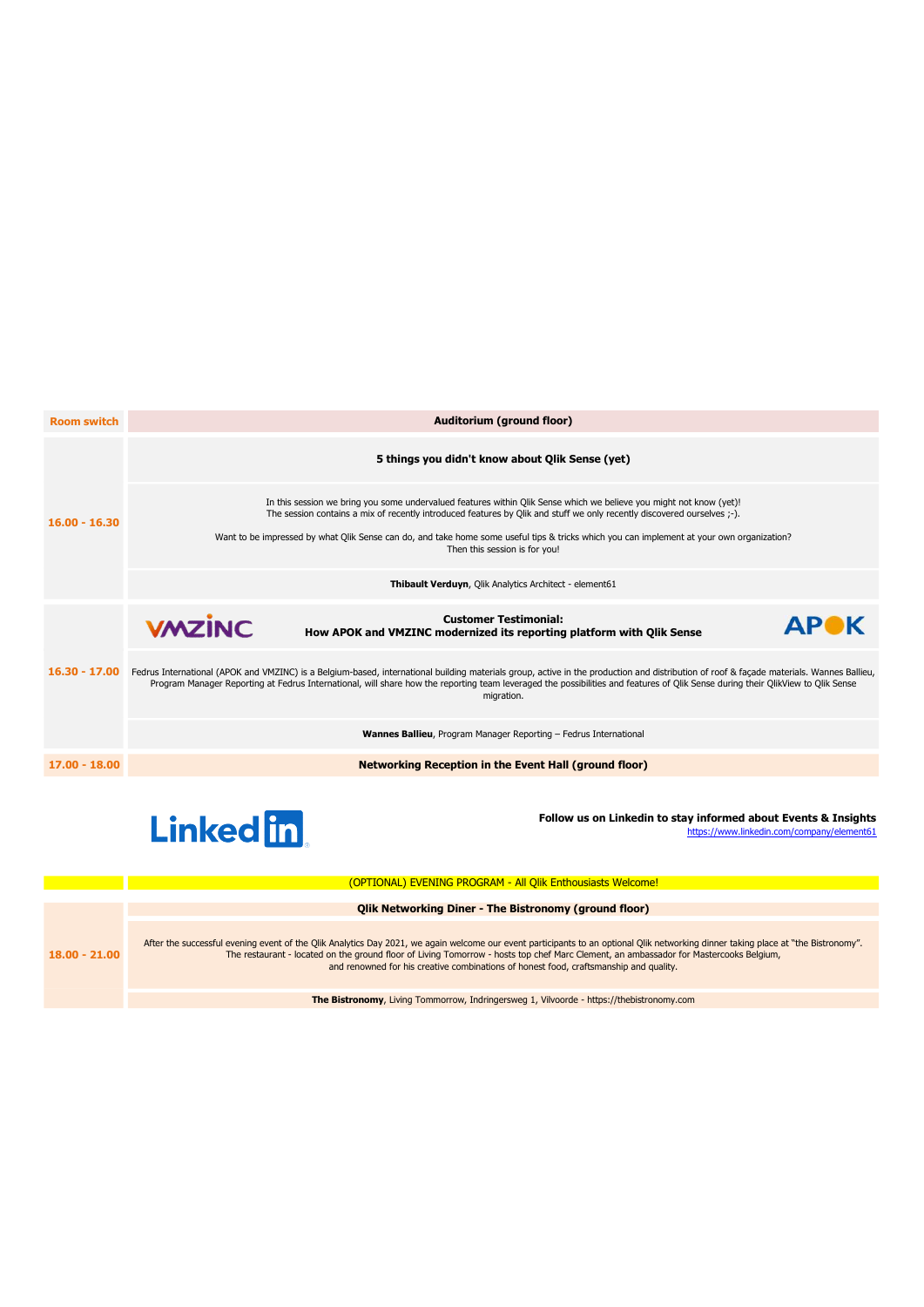| Room switch | Auditorium (ground floor) |
| --- | --- |
| 16.00 - 16.30 | **5 things you didn't know about Qlik Sense (yet)**<br><br>In this session we bring you some undervalued features within Qlik Sense which we believe you might not know (yet)! The session contains a mix of recently introduced features by Qlik and stuff we only recently discovered ourselves ;-).<br><br>Want to be impressed by what Qlik Sense can do, and take home some useful tips & tricks which you can implement at your own organization? Then this session is for you!<br><br>**Thibault Verduyn**, Qlik Analytics Architect - element61 |
| 16.30 - 17.00 | VMZINC **Customer Testimonial: How APOK and VMZINC modernized its reporting platform with Qlik Sense** APOK<br><br>Fedrus International (APOK and VMZINC) is a Belgium-based, international building materials group, active in the production and distribution of roof & façade materials. Wannes Ballieu, Program Manager Reporting at Fedrus International, will share how the reporting team leveraged the possibilities and features of Qlik Sense during their QlikView to Qlik Sense migration.<br><br>**Wannes Ballieu**, Program Manager Reporting – Fedrus International |
| 17.00 - 18.00 | **Networking Reception in the Event Hall (ground floor)** |

LinkedIn

**Follow us on Linkedin to stay informed about Events & Insights**
https://www.linkedin.com/company/element61

| | (OPTIONAL) EVENING PROGRAM - All Qlik Enthousiasts Welcome! |
| --- | --- |
| 18.00 - 21.00 | **Qlik Networking Diner - The Bistronomy (ground floor)**<br><br>After the successful evening event of the Qlik Analytics Day 2021, we again welcome our event participants to an optional Qlik networking dinner taking place at "the Bistronomy". The restaurant - located on the ground floor of Living Tomorrow - hosts top chef Marc Clement, an ambassador for Mastercooks Belgium, and renowned for his creative combinations of honest food, craftsmanship and quality.<br><br>**The Bistronomy**, Living Tommorrow, Indringersweg 1, Vilvoorde - https://thebistronomy.com |